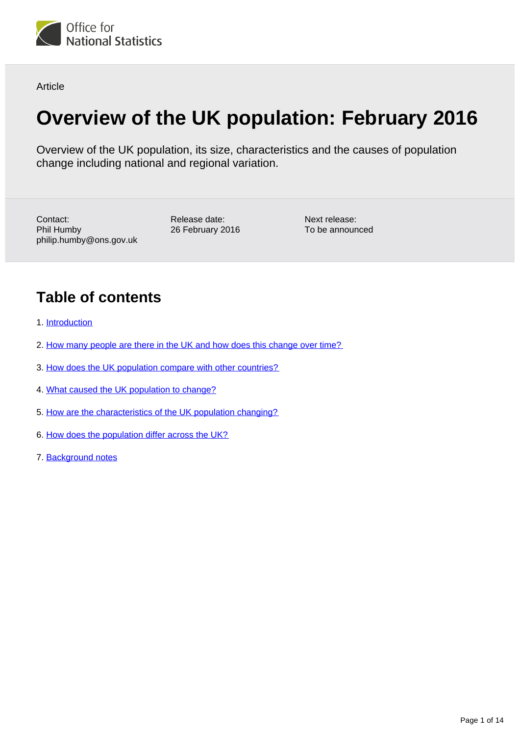Office for National Statistics

Article

# Overview of the UK population: February 2016

Overview of the UK population, its size, characteristics and the causes of population change including national and regional variation.

Contact:
Phil Humby
philip.humby@ons.gov.uk

Release date:
26 February 2016

Next release:
To be announced

## Table of contents

1. Introduction
2. How many people are there in the UK and how does this change over time?
3. How does the UK population compare with other countries?
4. What caused the UK population to change?
5. How are the characteristics of the UK population changing?
6. How does the population differ across the UK?
7. Background notes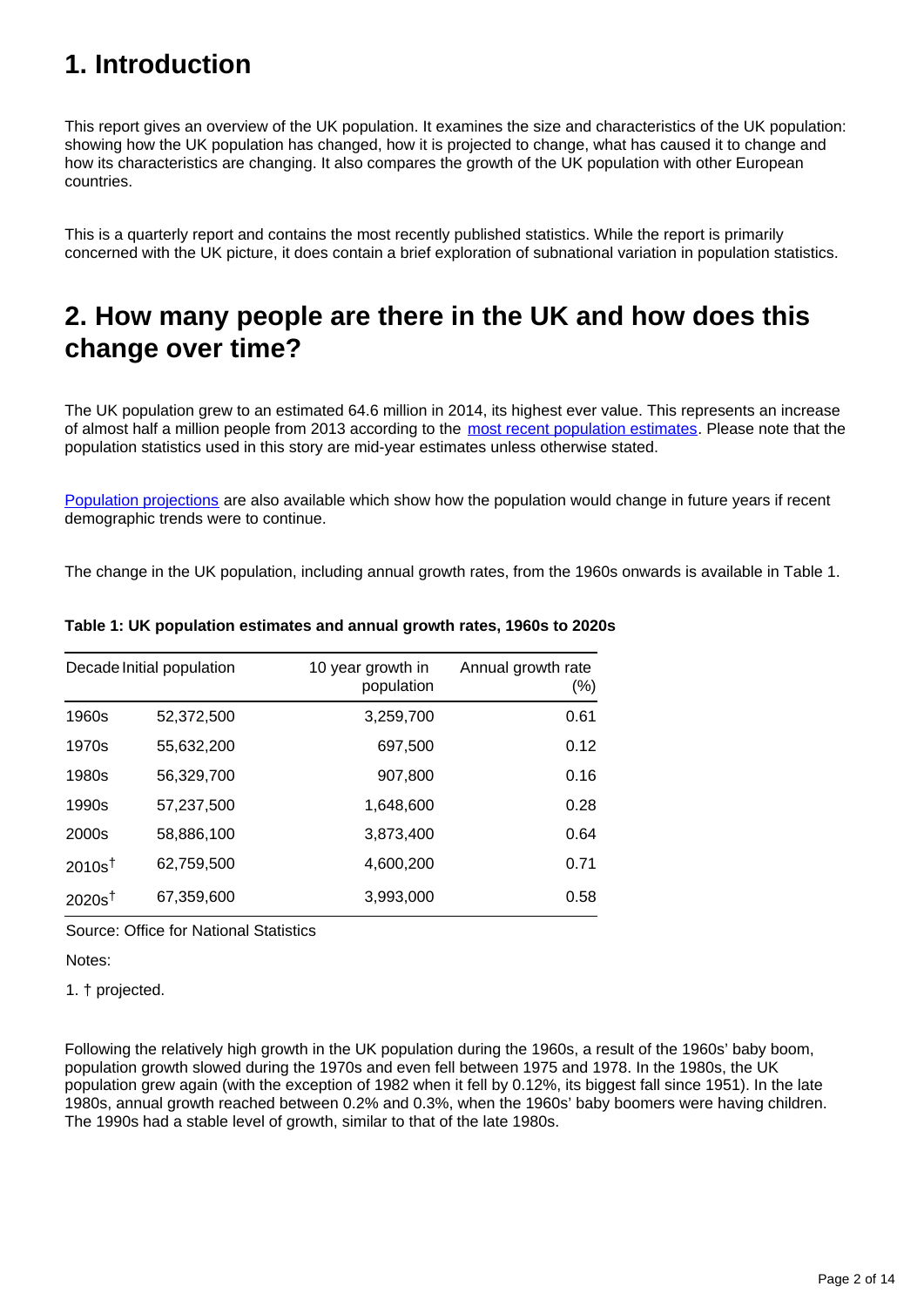# 1. Introduction

This report gives an overview of the UK population. It examines the size and characteristics of the UK population: showing how the UK population has changed, how it is projected to change, what has caused it to change and how its characteristics are changing. It also compares the growth of the UK population with other European countries.

This is a quarterly report and contains the most recently published statistics. While the report is primarily concerned with the UK picture, it does contain a brief exploration of subnational variation in population statistics.

# 2. How many people are there in the UK and how does this change over time?

The UK population grew to an estimated 64.6 million in 2014, its highest ever value. This represents an increase of almost half a million people from 2013 according to the most recent population estimates. Please note that the population statistics used in this story are mid-year estimates unless otherwise stated.

Population projections are also available which show how the population would change in future years if recent demographic trends were to continue.

The change in the UK population, including annual growth rates, from the 1960s onwards is available in Table 1.

**Table 1: UK population estimates and annual growth rates, 1960s to 2020s**

| Decade | Initial population | 10 year growth in population | Annual growth rate (%) |
|---|---|---|---|
| 1960s | 52,372,500 | 3,259,700 | 0.61 |
| 1970s | 55,632,200 | 697,500 | 0.12 |
| 1980s | 56,329,700 | 907,800 | 0.16 |
| 1990s | 57,237,500 | 1,648,600 | 0.28 |
| 2000s | 58,886,100 | 3,873,400 | 0.64 |
| 2010s† | 62,759,500 | 4,600,200 | 0.71 |
| 2020s† | 67,359,600 | 3,993,000 | 0.58 |

Source: Office for National Statistics

Notes:

1. † projected.

Following the relatively high growth in the UK population during the 1960s, a result of the 1960s' baby boom, population growth slowed during the 1970s and even fell between 1975 and 1978. In the 1980s, the UK population grew again (with the exception of 1982 when it fell by 0.12%, its biggest fall since 1951). In the late 1980s, annual growth reached between 0.2% and 0.3%, when the 1960s' baby boomers were having children. The 1990s had a stable level of growth, similar to that of the late 1980s.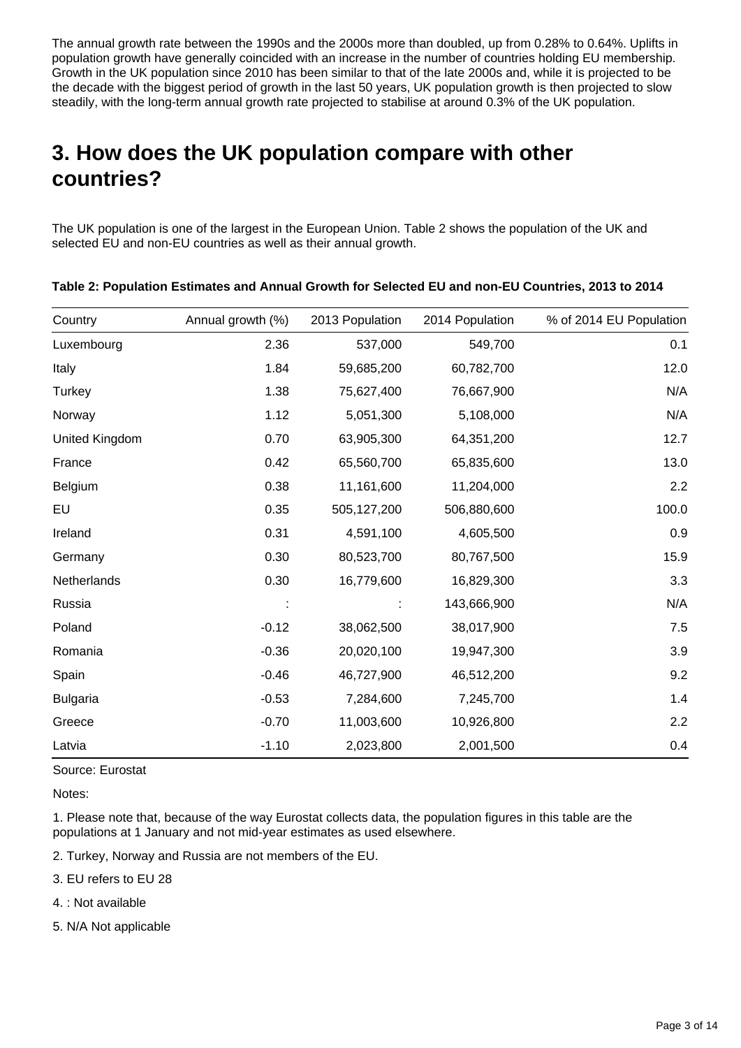The annual growth rate between the 1990s and the 2000s more than doubled, up from 0.28% to 0.64%. Uplifts in population growth have generally coincided with an increase in the number of countries holding EU membership. Growth in the UK population since 2010 has been similar to that of the late 2000s and, while it is projected to be the decade with the biggest period of growth in the last 50 years, UK population growth is then projected to slow steadily, with the long-term annual growth rate projected to stabilise at around 0.3% of the UK population.

## 3. How does the UK population compare with other countries?

The UK population is one of the largest in the European Union. Table 2 shows the population of the UK and selected EU and non-EU countries as well as their annual growth.

**Table 2: Population Estimates and Annual Growth for Selected EU and non-EU Countries, 2013 to 2014**

| Country | Annual growth (%) | 2013 Population | 2014 Population | % of 2014 EU Population |
|---|---|---|---|---|
| Luxembourg | 2.36 | 537,000 | 549,700 | 0.1 |
| Italy | 1.84 | 59,685,200 | 60,782,700 | 12.0 |
| Turkey | 1.38 | 75,627,400 | 76,667,900 | N/A |
| Norway | 1.12 | 5,051,300 | 5,108,000 | N/A |
| United Kingdom | 0.70 | 63,905,300 | 64,351,200 | 12.7 |
| France | 0.42 | 65,560,700 | 65,835,600 | 13.0 |
| Belgium | 0.38 | 11,161,600 | 11,204,000 | 2.2 |
| EU | 0.35 | 505,127,200 | 506,880,600 | 100.0 |
| Ireland | 0.31 | 4,591,100 | 4,605,500 | 0.9 |
| Germany | 0.30 | 80,523,700 | 80,767,500 | 15.9 |
| Netherlands | 0.30 | 16,779,600 | 16,829,300 | 3.3 |
| Russia | : | : | 143,666,900 | N/A |
| Poland | -0.12 | 38,062,500 | 38,017,900 | 7.5 |
| Romania | -0.36 | 20,020,100 | 19,947,300 | 3.9 |
| Spain | -0.46 | 46,727,900 | 46,512,200 | 9.2 |
| Bulgaria | -0.53 | 7,284,600 | 7,245,700 | 1.4 |
| Greece | -0.70 | 11,003,600 | 10,926,800 | 2.2 |
| Latvia | -1.10 | 2,023,800 | 2,001,500 | 0.4 |

Source: Eurostat

Notes:

1. Please note that, because of the way Eurostat collects data, the population figures in this table are the populations at 1 January and not mid-year estimates as used elsewhere.
2. Turkey, Norway and Russia are not members of the EU.
3. EU refers to EU 28
4. : Not available
5. N/A Not applicable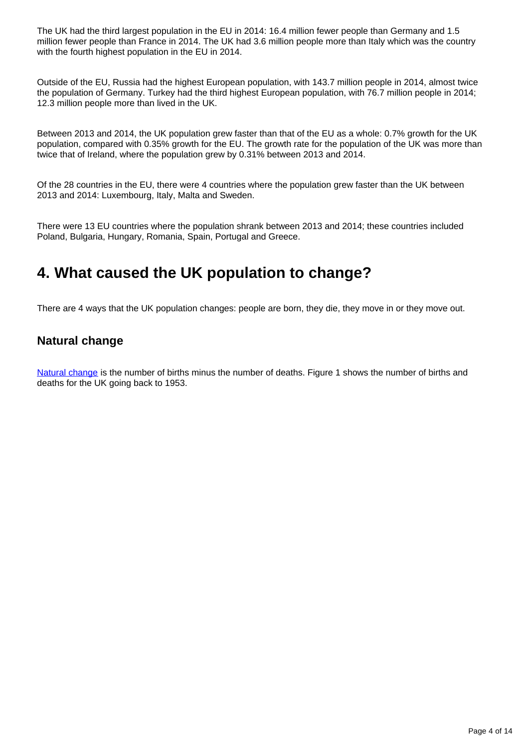The UK had the third largest population in the EU in 2014: 16.4 million fewer people than Germany and 1.5 million fewer people than France in 2014. The UK had 3.6 million people more than Italy which was the country with the fourth highest population in the EU in 2014.

Outside of the EU, Russia had the highest European population, with 143.7 million people in 2014, almost twice the population of Germany. Turkey had the third highest European population, with 76.7 million people in 2014; 12.3 million people more than lived in the UK.

Between 2013 and 2014, the UK population grew faster than that of the EU as a whole: 0.7% growth for the UK population, compared with 0.35% growth for the EU. The growth rate for the population of the UK was more than twice that of Ireland, where the population grew by 0.31% between 2013 and 2014.

Of the 28 countries in the EU, there were 4 countries where the population grew faster than the UK between 2013 and 2014: Luxembourg, Italy, Malta and Sweden.

There were 13 EU countries where the population shrank between 2013 and 2014; these countries included Poland, Bulgaria, Hungary, Romania, Spain, Portugal and Greece.

## 4. What caused the UK population to change?

There are 4 ways that the UK population changes: people are born, they die, they move in or they move out.

### Natural change

Natural change is the number of births minus the number of deaths. Figure 1 shows the number of births and deaths for the UK going back to 1953.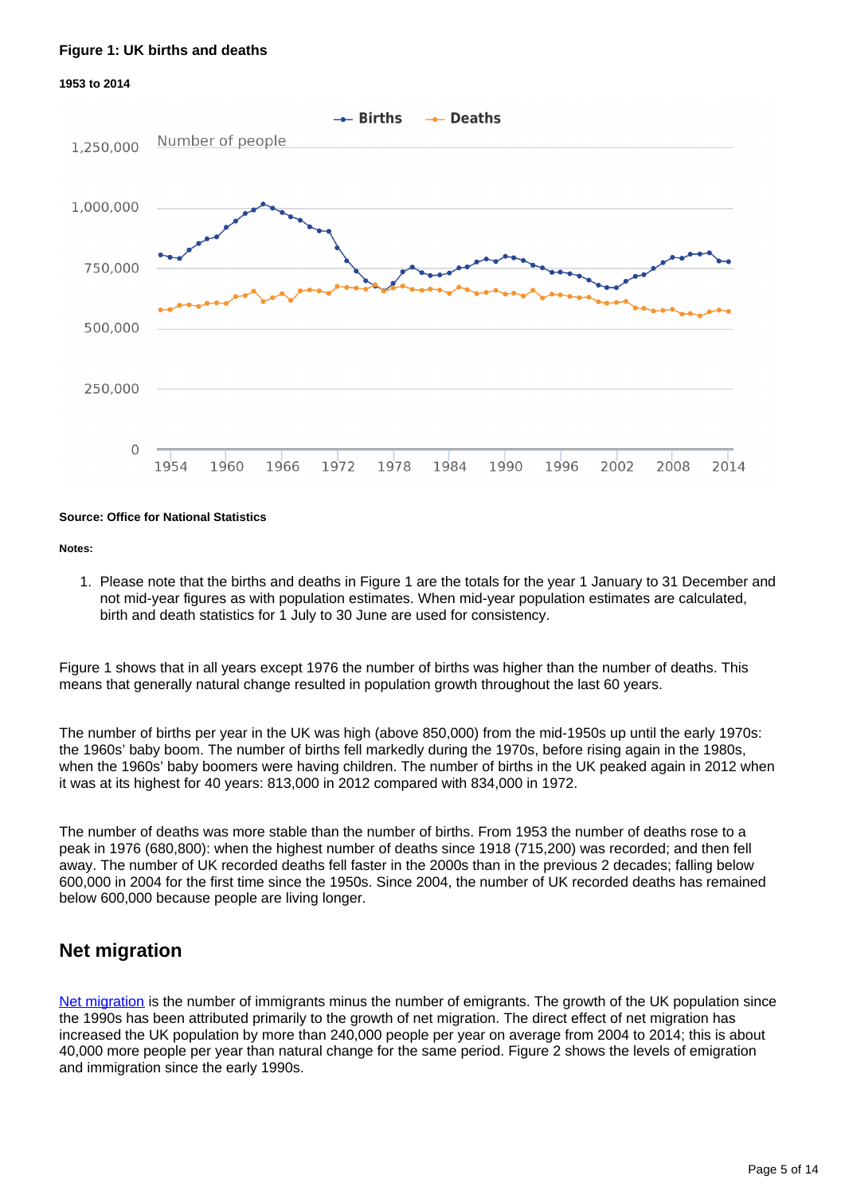**Figure 1: UK births and deaths**

**1953 to 2014**

**Source: Office for National Statistics**

**Notes:**

1. Please note that the births and deaths in Figure 1 are the totals for the year 1 January to 31 December and not mid-year figures as with population estimates. When mid-year population estimates are calculated, birth and death statistics for 1 July to 30 June are used for consistency.

Figure 1 shows that in all years except 1976 the number of births was higher than the number of deaths. This means that generally natural change resulted in population growth throughout the last 60 years.

The number of births per year in the UK was high (above 850,000) from the mid-1950s up until the early 1970s: the 1960s' baby boom. The number of births fell markedly during the 1970s, before rising again in the 1980s, when the 1960s' baby boomers were having children. The number of births in the UK peaked again in 2012 when it was at its highest for 40 years: 813,000 in 2012 compared with 834,000 in 1972.

The number of deaths was more stable than the number of births. From 1953 the number of deaths rose to a peak in 1976 (680,800): when the highest number of deaths since 1918 (715,200) was recorded; and then fell away. The number of UK recorded deaths fell faster in the 2000s than in the previous 2 decades; falling below 600,000 in 2004 for the first time since the 1950s. Since 2004, the number of UK recorded deaths has remained below 600,000 because people are living longer.

## Net migration

Net migration is the number of immigrants minus the number of emigrants. The growth of the UK population since the 1990s has been attributed primarily to the growth of net migration. The direct effect of net migration has increased the UK population by more than 240,000 people per year on average from 2004 to 2014; this is about 40,000 more people per year than natural change for the same period. Figure 2 shows the levels of emigration and immigration since the early 1990s.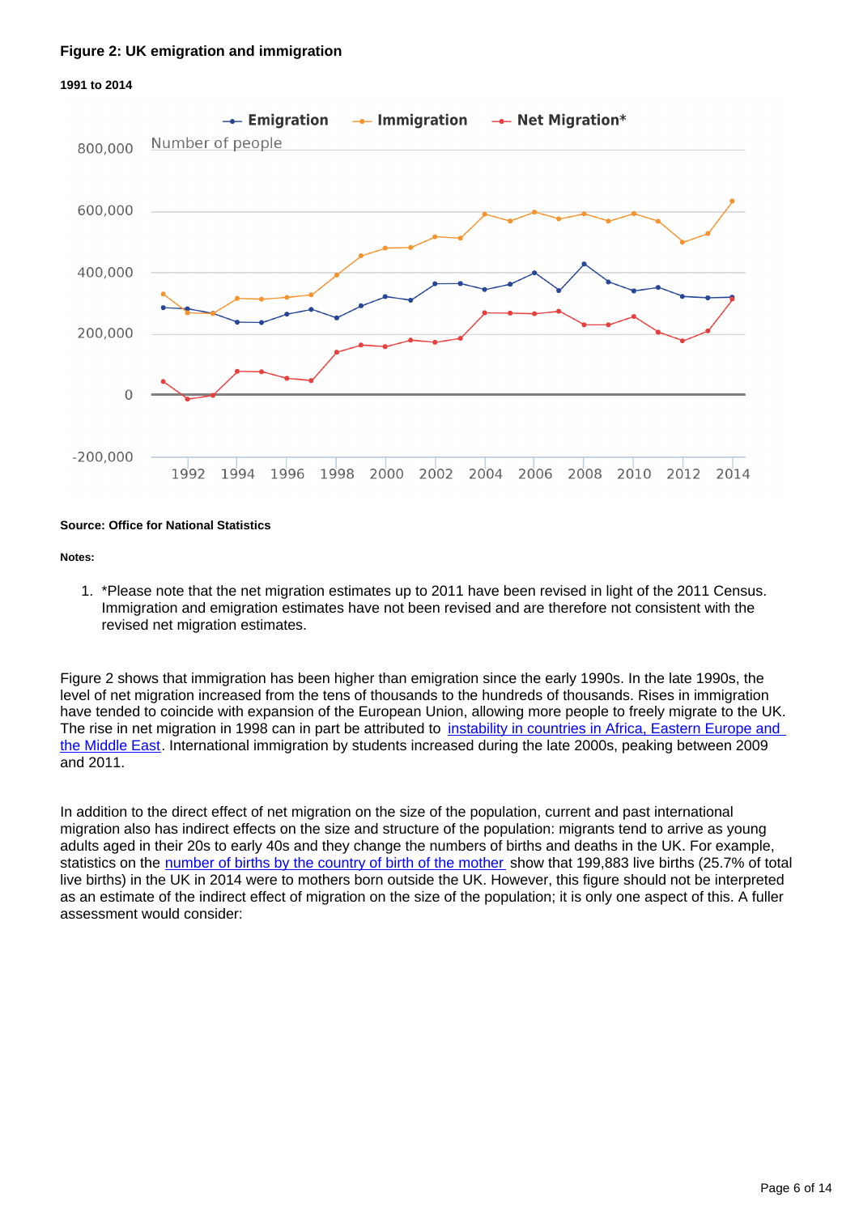**Figure 2: UK emigration and immigration**

**1991 to 2014**

**Source: Office for National Statistics**

**Notes:**

1. *Please note that the net migration estimates up to 2011 have been revised in light of the 2011 Census. Immigration and emigration estimates have not been revised and are therefore not consistent with the revised net migration estimates.

Figure 2 shows that immigration has been higher than emigration since the early 1990s. In the late 1990s, the level of net migration increased from the tens of thousands to the hundreds of thousands. Rises in immigration have tended to coincide with expansion of the European Union, allowing more people to freely migrate to the UK. The rise in net migration in 1998 can in part be attributed to [instability in countries in Africa, Eastern Europe and the Middle East](). International immigration by students increased during the late 2000s, peaking between 2009 and 2011.

In addition to the direct effect of net migration on the size of the population, current and past international migration also has indirect effects on the size and structure of the population: migrants tend to arrive as young adults aged in their 20s to early 40s and they change the numbers of births and deaths in the UK. For example, statistics on the [number of births by the country of birth of the mother]() show that 199,883 live births (25.7% of total live births) in the UK in 2014 were to mothers born outside the UK. However, this figure should not be interpreted as an estimate of the indirect effect of migration on the size of the population; it is only one aspect of this. A fuller assessment would consider: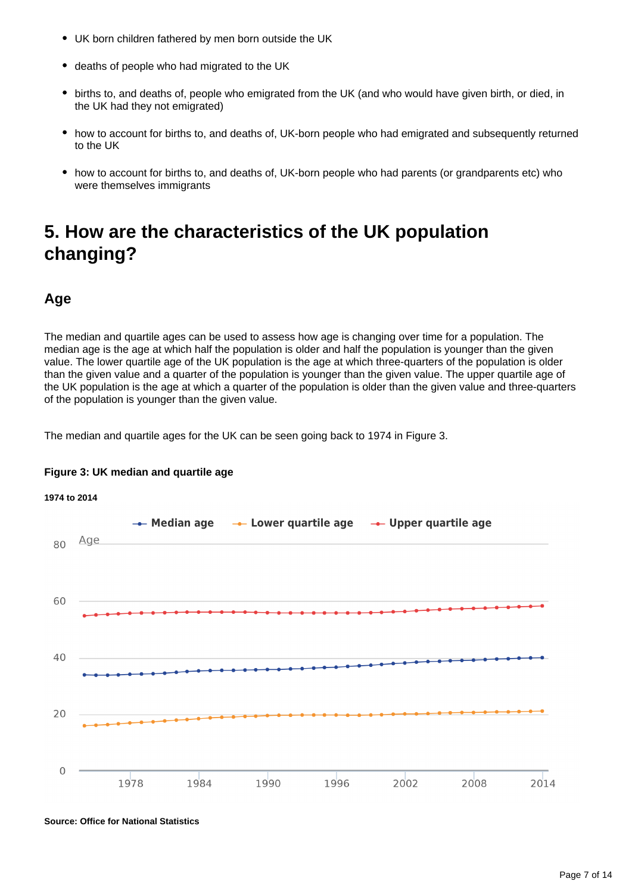- UK born children fathered by men born outside the UK
- deaths of people who had migrated to the UK
- births to, and deaths of, people who emigrated from the UK (and who would have given birth, or died, in the UK had they not emigrated)
- how to account for births to, and deaths of, UK-born people who had emigrated and subsequently returned to the UK
- how to account for births to, and deaths of, UK-born people who had parents (or grandparents etc) who were themselves immigrants

## 5. How are the characteristics of the UK population changing?

### Age

The median and quartile ages can be used to assess how age is changing over time for a population. The median age is the age at which half the population is older and half the population is younger than the given value. The lower quartile age of the UK population is the age at which three-quarters of the population is older than the given value and a quarter of the population is younger than the given value. The upper quartile age of the UK population is the age at which a quarter of the population is older than the given value and three-quarters of the population is younger than the given value.

The median and quartile ages for the UK can be seen going back to 1974 in Figure 3.

**Figure 3: UK median and quartile age**

**1974 to 2014**

**Source: Office for National Statistics**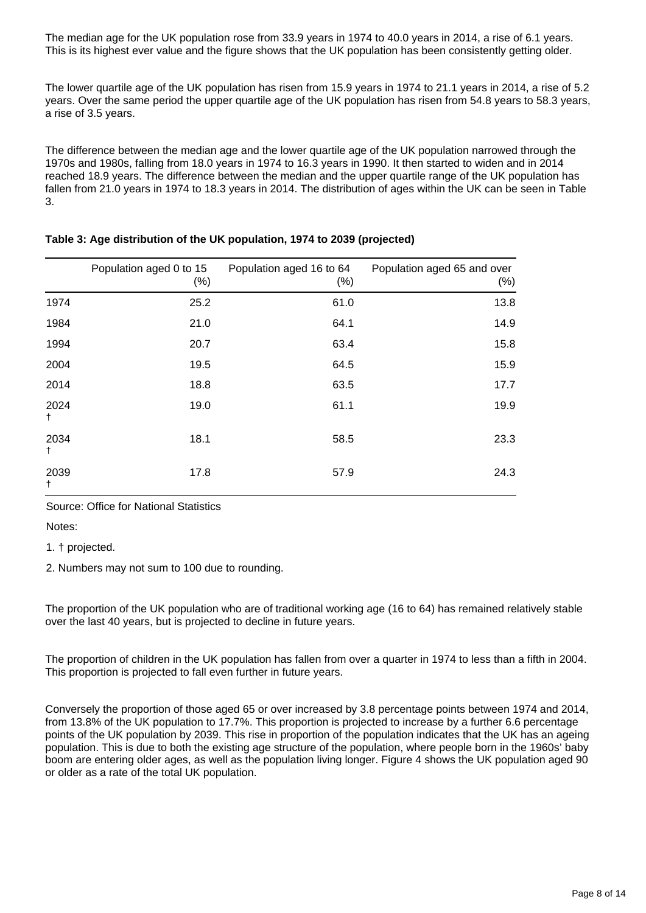The median age for the UK population rose from 33.9 years in 1974 to 40.0 years in 2014, a rise of 6.1 years. This is its highest ever value and the figure shows that the UK population has been consistently getting older.

The lower quartile age of the UK population has risen from 15.9 years in 1974 to 21.1 years in 2014, a rise of 5.2 years. Over the same period the upper quartile age of the UK population has risen from 54.8 years to 58.3 years, a rise of 3.5 years.

The difference between the median age and the lower quartile age of the UK population narrowed through the 1970s and 1980s, falling from 18.0 years in 1974 to 16.3 years in 1990. It then started to widen and in 2014 reached 18.9 years. The difference between the median and the upper quartile range of the UK population has fallen from 21.0 years in 1974 to 18.3 years in 2014. The distribution of ages within the UK can be seen in Table 3.

**Table 3: Age distribution of the UK population, 1974 to 2039 (projected)**

| | Population aged 0 to 15 (%) | Population aged 16 to 64 (%) | Population aged 65 and over (%) |
|---|---|---|---|
| 1974 | 25.2 | 61.0 | 13.8 |
| 1984 | 21.0 | 64.1 | 14.9 |
| 1994 | 20.7 | 63.4 | 15.8 |
| 2004 | 19.5 | 64.5 | 15.9 |
| 2014 | 18.8 | 63.5 | 17.7 |
| 2024 † | 19.0 | 61.1 | 19.9 |
| 2034 † | 18.1 | 58.5 | 23.3 |
| 2039 † | 17.8 | 57.9 | 24.3 |

Source: Office for National Statistics

Notes:

1. † projected.

2. Numbers may not sum to 100 due to rounding.

The proportion of the UK population who are of traditional working age (16 to 64) has remained relatively stable over the last 40 years, but is projected to decline in future years.

The proportion of children in the UK population has fallen from over a quarter in 1974 to less than a fifth in 2004. This proportion is projected to fall even further in future years.

Conversely the proportion of those aged 65 or over increased by 3.8 percentage points between 1974 and 2014, from 13.8% of the UK population to 17.7%. This proportion is projected to increase by a further 6.6 percentage points of the UK population by 2039. This rise in proportion of the population indicates that the UK has an ageing population. This is due to both the existing age structure of the population, where people born in the 1960s' baby boom are entering older ages, as well as the population living longer. Figure 4 shows the UK population aged 90 or older as a rate of the total UK population.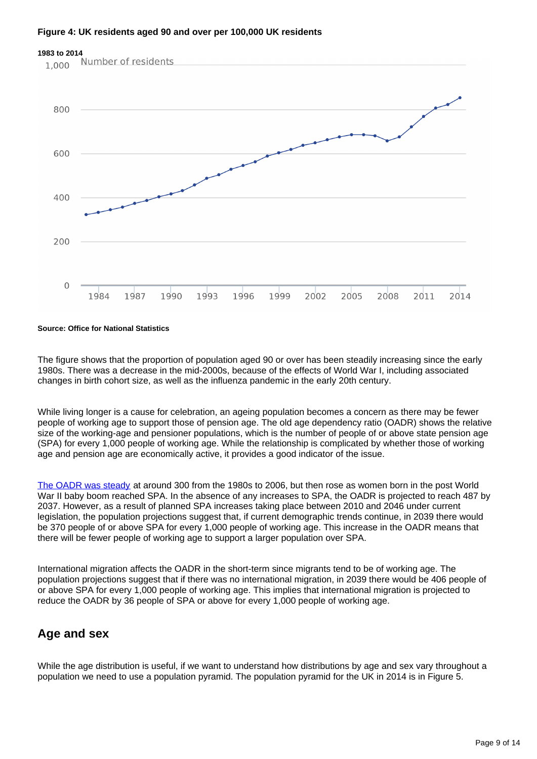**Figure 4: UK residents aged 90 and over per 100,000 UK residents**

**1983 to 2014**

**Source: Office for National Statistics**

The figure shows that the proportion of population aged 90 or over has been steadily increasing since the early 1980s. There was a decrease in the mid-2000s, because of the effects of World War I, including associated changes in birth cohort size, as well as the influenza pandemic in the early 20th century.

While living longer is a cause for celebration, an ageing population becomes a concern as there may be fewer people of working age to support those of pension age. The old age dependency ratio (OADR) shows the relative size of the working-age and pensioner populations, which is the number of people of or above state pension age (SPA) for every 1,000 people of working age. While the relationship is complicated by whether those of working age and pension age are economically active, it provides a good indicator of the issue.

The OADR was steady at around 300 from the 1980s to 2006, but then rose as women born in the post World War II baby boom reached SPA. In the absence of any increases to SPA, the OADR is projected to reach 487 by 2037. However, as a result of planned SPA increases taking place between 2010 and 2046 under current legislation, the population projections suggest that, if current demographic trends continue, in 2039 there would be 370 people of or above SPA for every 1,000 people of working age. This increase in the OADR means that there will be fewer people of working age to support a larger population over SPA.

International migration affects the OADR in the short-term since migrants tend to be of working age. The population projections suggest that if there was no international migration, in 2039 there would be 406 people of or above SPA for every 1,000 people of working age. This implies that international migration is projected to reduce the OADR by 36 people of SPA or above for every 1,000 people of working age.

## Age and sex

While the age distribution is useful, if we want to understand how distributions by age and sex vary throughout a population we need to use a population pyramid. The population pyramid for the UK in 2014 is in Figure 5.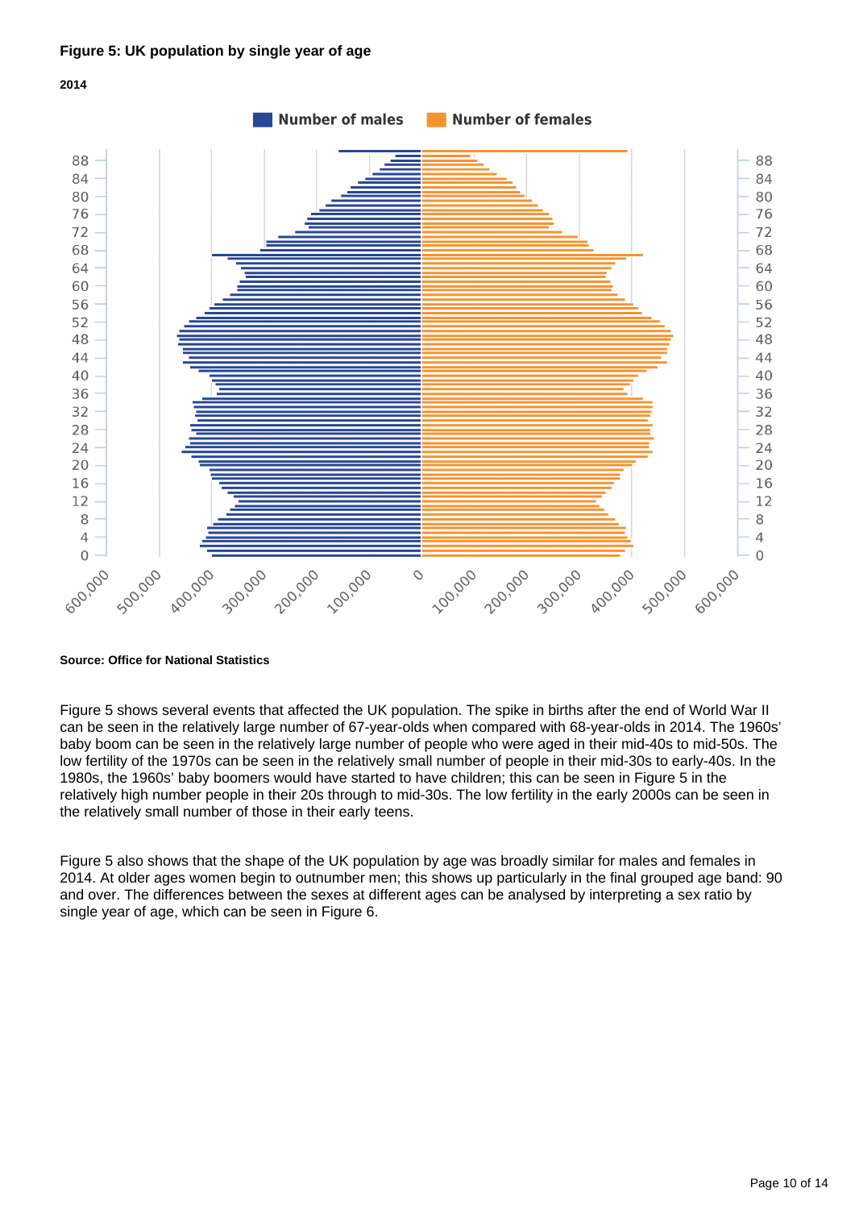**Figure 5: UK population by single year of age**

**2014**

**Source: Office for National Statistics**

Figure 5 shows several events that affected the UK population. The spike in births after the end of World War II can be seen in the relatively large number of 67-year-olds when compared with 68-year-olds in 2014. The 1960s' baby boom can be seen in the relatively large number of people who were aged in their mid-40s to mid-50s. The low fertility of the 1970s can be seen in the relatively small number of people in their mid-30s to early-40s. In the 1980s, the 1960s' baby boomers would have started to have children; this can be seen in Figure 5 in the relatively high number people in their 20s through to mid-30s. The low fertility in the early 2000s can be seen in the relatively small number of those in their early teens.

Figure 5 also shows that the shape of the UK population by age was broadly similar for males and females in 2014. At older ages women begin to outnumber men; this shows up particularly in the final grouped age band: 90 and over. The differences between the sexes at different ages can be analysed by interpreting a sex ratio by single year of age, which can be seen in Figure 6.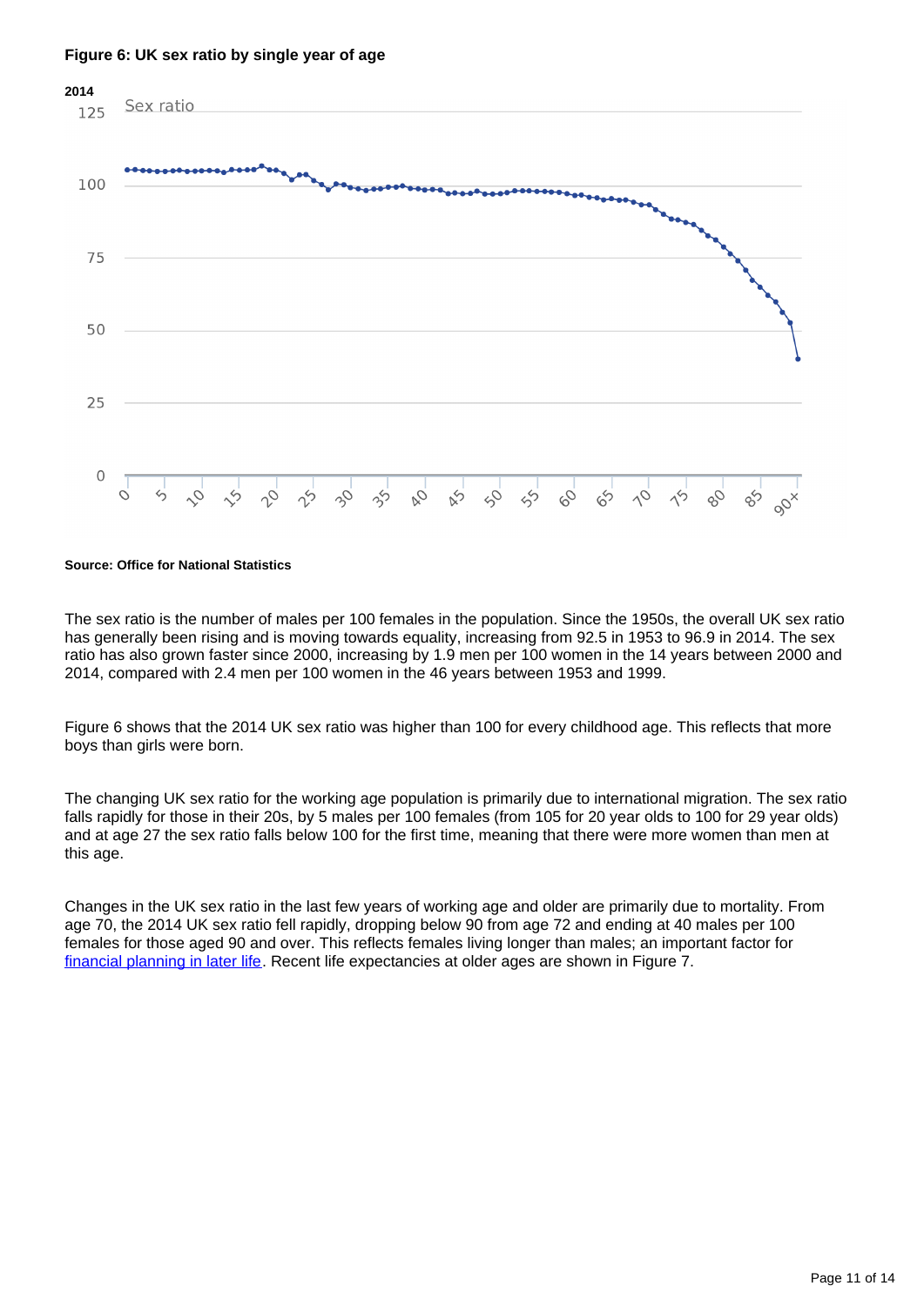**Figure 6: UK sex ratio by single year of age**

**2014**

**Source: Office for National Statistics**

The sex ratio is the number of males per 100 females in the population. Since the 1950s, the overall UK sex ratio has generally been rising and is moving towards equality, increasing from 92.5 in 1953 to 96.9 in 2014. The sex ratio has also grown faster since 2000, increasing by 1.9 men per 100 women in the 14 years between 2000 and 2014, compared with 2.4 men per 100 women in the 46 years between 1953 and 1999.

Figure 6 shows that the 2014 UK sex ratio was higher than 100 for every childhood age. This reflects that more boys than girls were born.

The changing UK sex ratio for the working age population is primarily due to international migration. The sex ratio falls rapidly for those in their 20s, by 5 males per 100 females (from 105 for 20 year olds to 100 for 29 year olds) and at age 27 the sex ratio falls below 100 for the first time, meaning that there were more women than men at this age.

Changes in the UK sex ratio in the last few years of working age and older are primarily due to mortality. From age 70, the 2014 UK sex ratio fell rapidly, dropping below 90 from age 72 and ending at 40 males per 100 females for those aged 90 and over. This reflects females living longer than males; an important factor for financial planning in later life. Recent life expectancies at older ages are shown in Figure 7.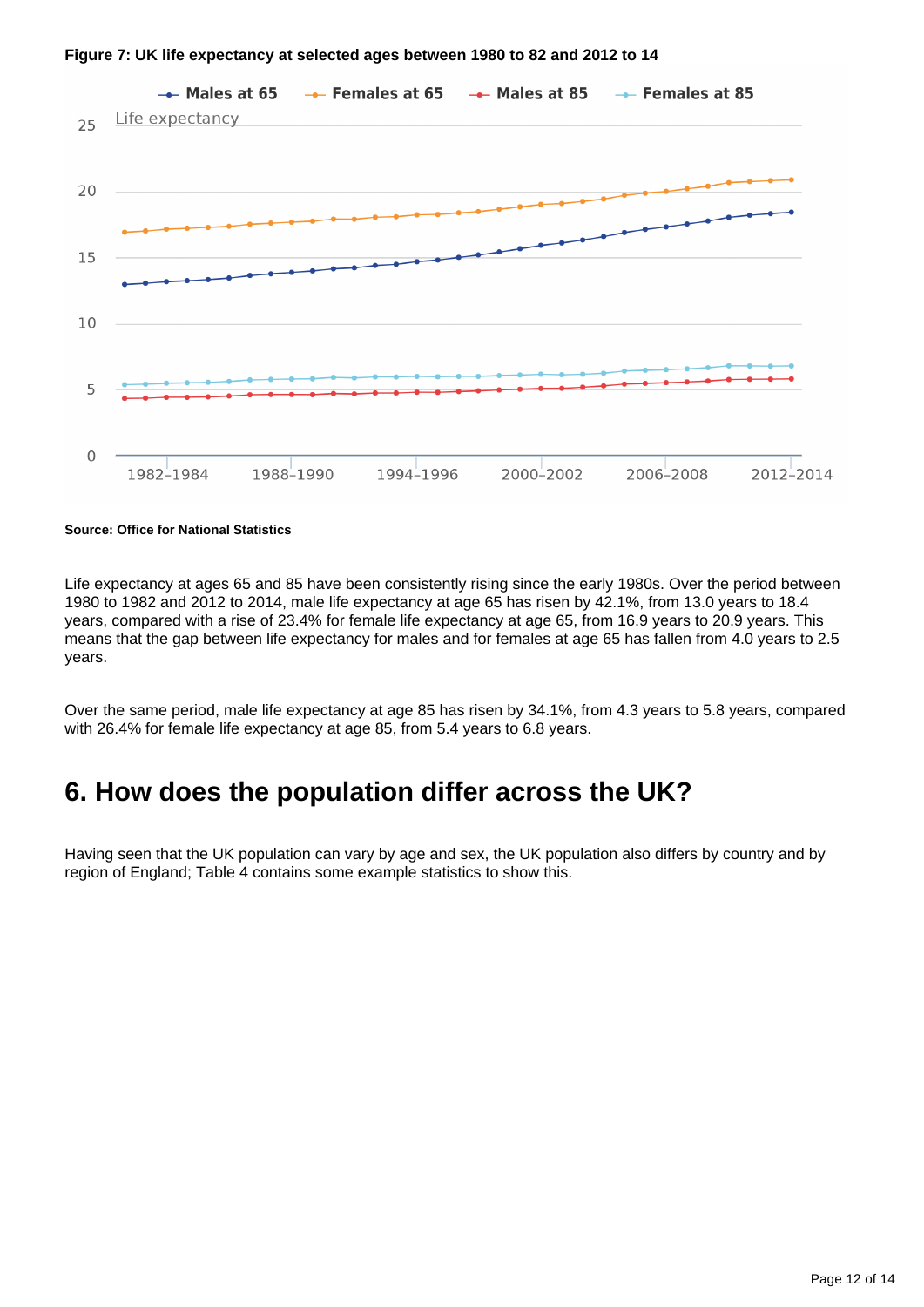**Figure 7: UK life expectancy at selected ages between 1980 to 82 and 2012 to 14**

**Source: Office for National Statistics**

Life expectancy at ages 65 and 85 have been consistently rising since the early 1980s. Over the period between 1980 to 1982 and 2012 to 2014, male life expectancy at age 65 has risen by 42.1%, from 13.0 years to 18.4 years, compared with a rise of 23.4% for female life expectancy at age 65, from 16.9 years to 20.9 years. This means that the gap between life expectancy for males and for females at age 65 has fallen from 4.0 years to 2.5 years.

Over the same period, male life expectancy at age 85 has risen by 34.1%, from 4.3 years to 5.8 years, compared with 26.4% for female life expectancy at age 85, from 5.4 years to 6.8 years.

## 6. How does the population differ across the UK?

Having seen that the UK population can vary by age and sex, the UK population also differs by country and by region of England; Table 4 contains some example statistics to show this.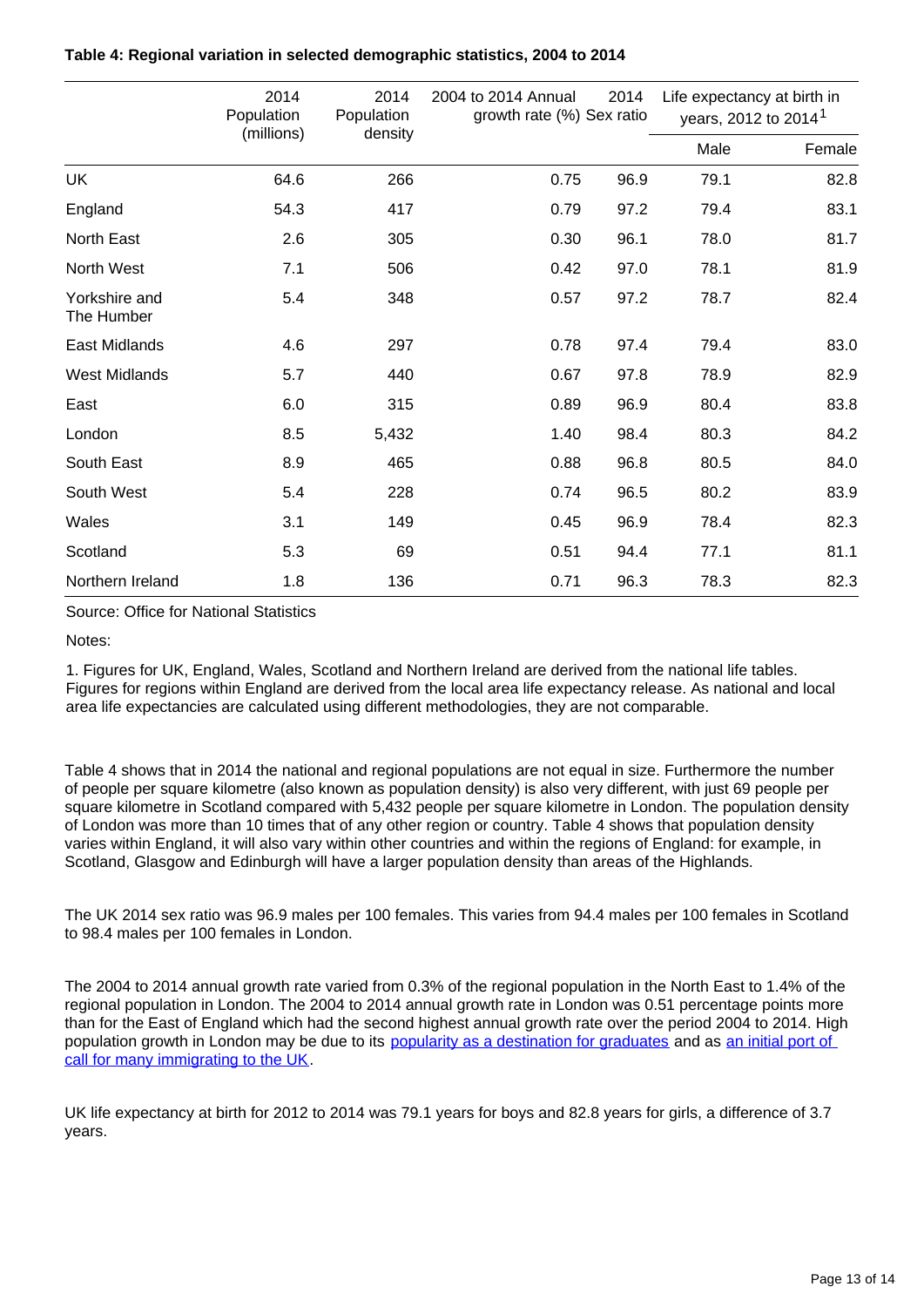**Table 4: Regional variation in selected demographic statistics, 2004 to 2014**

| | 2014 Population (millions) | 2014 Population density | 2004 to 2014 Annual growth rate (%) | 2014 Sex ratio | Life expectancy at birth in years, 2012 to 2014[1] | |
|---|---|---|---|---|---|---|
| | | | | | Male | Female |
| UK | 64.6 | 266 | 0.75 | 96.9 | 79.1 | 82.8 |
| England | 54.3 | 417 | 0.79 | 97.2 | 79.4 | 83.1 |
| North East | 2.6 | 305 | 0.30 | 96.1 | 78.0 | 81.7 |
| North West | 7.1 | 506 | 0.42 | 97.0 | 78.1 | 81.9 |
| Yorkshire and The Humber | 5.4 | 348 | 0.57 | 97.2 | 78.7 | 82.4 |
| East Midlands | 4.6 | 297 | 0.78 | 97.4 | 79.4 | 83.0 |
| West Midlands | 5.7 | 440 | 0.67 | 97.8 | 78.9 | 82.9 |
| East | 6.0 | 315 | 0.89 | 96.9 | 80.4 | 83.8 |
| London | 8.5 | 5,432 | 1.40 | 98.4 | 80.3 | 84.2 |
| South East | 8.9 | 465 | 0.88 | 96.8 | 80.5 | 84.0 |
| South West | 5.4 | 228 | 0.74 | 96.5 | 80.2 | 83.9 |
| Wales | 3.1 | 149 | 0.45 | 96.9 | 78.4 | 82.3 |
| Scotland | 5.3 | 69 | 0.51 | 94.4 | 77.1 | 81.1 |
| Northern Ireland | 1.8 | 136 | 0.71 | 96.3 | 78.3 | 82.3 |

Source: Office for National Statistics

Notes:

1. Figures for UK, England, Wales, Scotland and Northern Ireland are derived from the national life tables. Figures for regions within England are derived from the local area life expectancy release. As national and local area life expectancies are calculated using different methodologies, they are not comparable.

Table 4 shows that in 2014 the national and regional populations are not equal in size. Furthermore the number of people per square kilometre (also known as population density) is also very different, with just 69 people per square kilometre in Scotland compared with 5,432 people per square kilometre in London. The population density of London was more than 10 times that of any other region or country. Table 4 shows that population density varies within England, it will also vary within other countries and within the regions of England: for example, in Scotland, Glasgow and Edinburgh will have a larger population density than areas of the Highlands.

The UK 2014 sex ratio was 96.9 males per 100 females. This varies from 94.4 males per 100 females in Scotland to 98.4 males per 100 females in London.

The 2004 to 2014 annual growth rate varied from 0.3% of the regional population in the North East to 1.4% of the regional population in London. The 2004 to 2014 annual growth rate in London was 0.51 percentage points more than for the East of England which had the second highest annual growth rate over the period 2004 to 2014. High population growth in London may be due to its popularity as a destination for graduates and as an initial port of call for many immigrating to the UK.

UK life expectancy at birth for 2012 to 2014 was 79.1 years for boys and 82.8 years for girls, a difference of 3.7 years.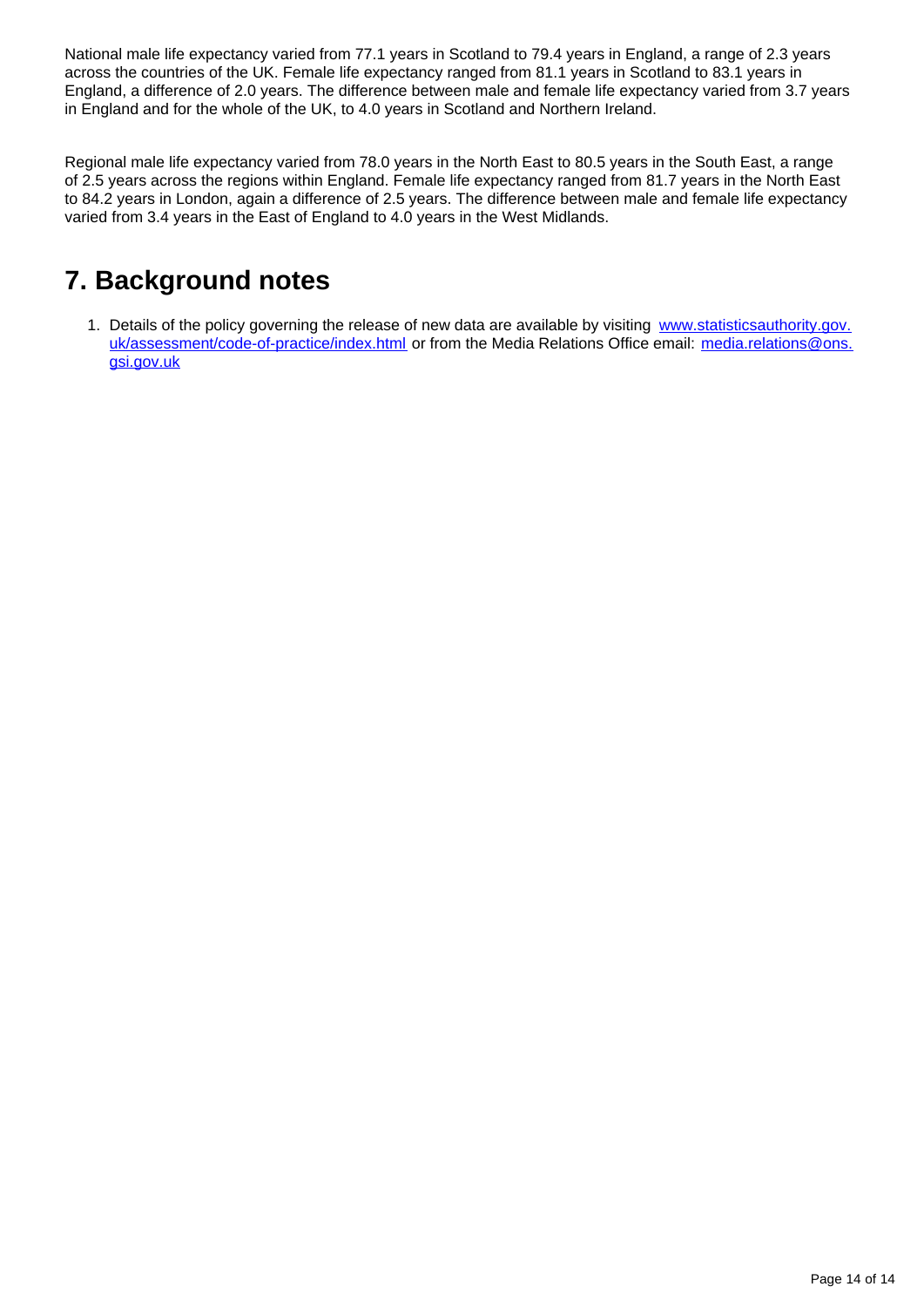National male life expectancy varied from 77.1 years in Scotland to 79.4 years in England, a range of 2.3 years across the countries of the UK. Female life expectancy ranged from 81.1 years in Scotland to 83.1 years in England, a difference of 2.0 years. The difference between male and female life expectancy varied from 3.7 years in England and for the whole of the UK, to 4.0 years in Scotland and Northern Ireland.

Regional male life expectancy varied from 78.0 years in the North East to 80.5 years in the South East, a range of 2.5 years across the regions within England. Female life expectancy ranged from 81.7 years in the North East to 84.2 years in London, again a difference of 2.5 years. The difference between male and female life expectancy varied from 3.4 years in the East of England to 4.0 years in the West Midlands.

## 7. Background notes

1. Details of the policy governing the release of new data are available by visiting [www.statisticsauthority.gov.uk/assessment/code-of-practice/index.html](www.statisticsauthority.gov.uk/assessment/code-of-practice/index.html) or from the Media Relations Office email: [media.relations@ons.gsi.gov.uk](mailto:media.relations@ons.gsi.gov.uk)